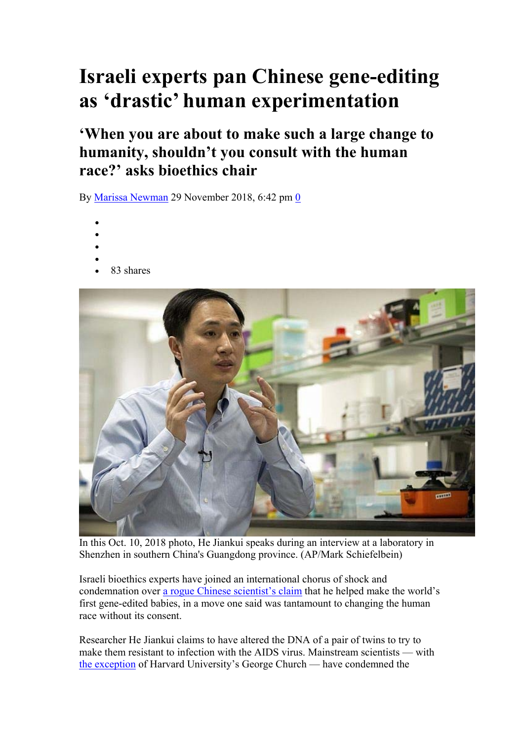# Israeli experts pan Chinese gene-editing as 'drastic' human experimentation

## 'When you are about to make such a large change to humanity, shouldn't you consult with the human race?' asks bioethics chair

By Marissa Newman 29 November 2018, 6:42 pm 0

- 83 shares

In this Oct. 10, 2018 photo, He Jiankui speaks during an interview at a laboratory in Shenzhen in southern China's Guangdong province. (AP/Mark Schiefelbein)

Israeli bioethics experts have joined an international chorus of shock and condemnation over a rogue Chinese scientist's claim that he helped make the world's first gene-edited babies, in a move one said was tantamount to changing the human race without its consent.

Researcher He Jiankui claims to have altered the DNA of a pair of twins to try to make them resistant to infection with the AIDS virus. Mainstream scientists — with the exception of Harvard University's George Church — have condemned the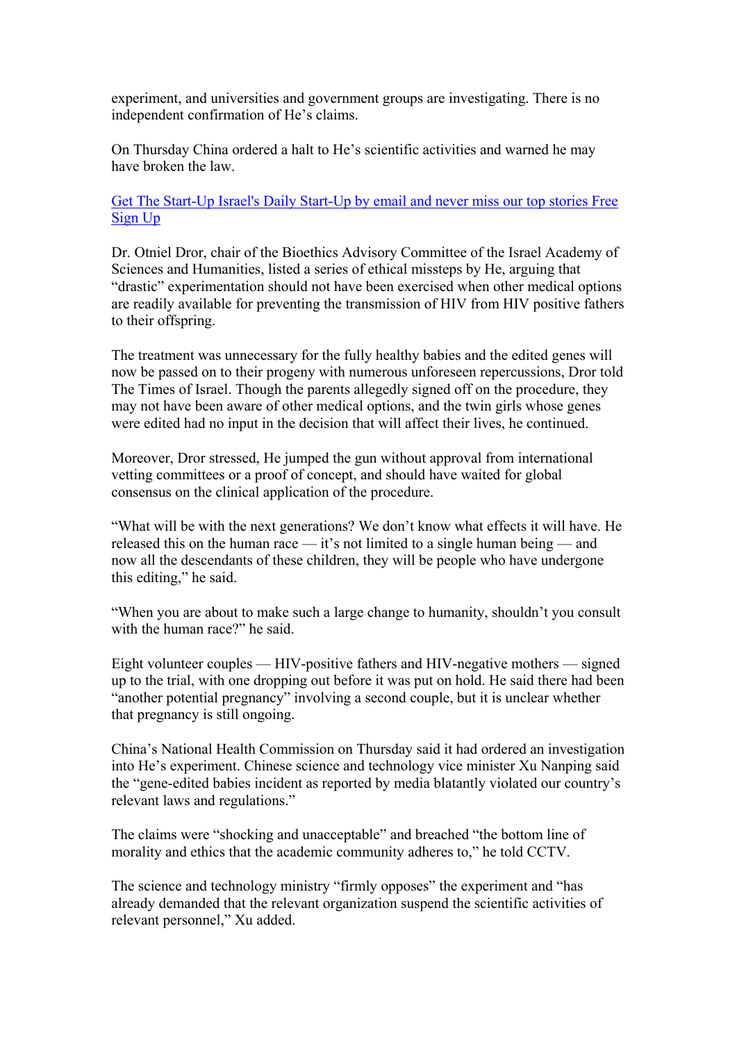experiment, and universities and government groups are investigating. There is no independent confirmation of He's claims.

On Thursday China ordered a halt to He's scientific activities and warned he may have broken the law.

[Get The Start-Up Israel's Daily Start-Up by email and never miss our top stories Free Sign Up]

Dr. Otniel Dror, chair of the Bioethics Advisory Committee of the Israel Academy of Sciences and Humanities, listed a series of ethical missteps by He, arguing that "drastic" experimentation should not have been exercised when other medical options are readily available for preventing the transmission of HIV from HIV positive fathers to their offspring.

The treatment was unnecessary for the fully healthy babies and the edited genes will now be passed on to their progeny with numerous unforeseen repercussions, Dror told The Times of Israel. Though the parents allegedly signed off on the procedure, they may not have been aware of other medical options, and the twin girls whose genes were edited had no input in the decision that will affect their lives, he continued.

Moreover, Dror stressed, He jumped the gun without approval from international vetting committees or a proof of concept, and should have waited for global consensus on the clinical application of the procedure.

"What will be with the next generations? We don't know what effects it will have. He released this on the human race — it's not limited to a single human being — and now all the descendants of these children, they will be people who have undergone this editing," he said.

"When you are about to make such a large change to humanity, shouldn't you consult with the human race?" he said.

Eight volunteer couples — HIV-positive fathers and HIV-negative mothers — signed up to the trial, with one dropping out before it was put on hold. He said there had been "another potential pregnancy" involving a second couple, but it is unclear whether that pregnancy is still ongoing.

China's National Health Commission on Thursday said it had ordered an investigation into He's experiment. Chinese science and technology vice minister Xu Nanping said the "gene-edited babies incident as reported by media blatantly violated our country's relevant laws and regulations."

The claims were "shocking and unacceptable" and breached "the bottom line of morality and ethics that the academic community adheres to," he told CCTV.

The science and technology ministry "firmly opposes" the experiment and "has already demanded that the relevant organization suspend the scientific activities of relevant personnel," Xu added.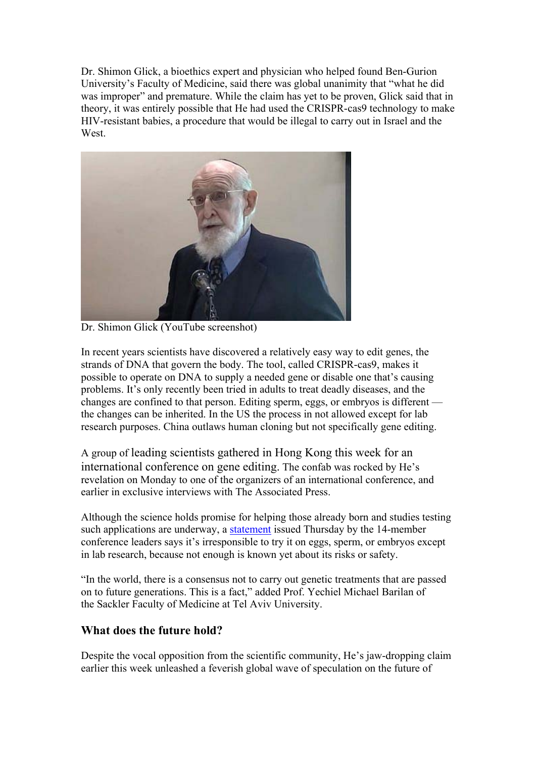Dr. Shimon Glick, a bioethics expert and physician who helped found Ben-Gurion University's Faculty of Medicine, said there was global unanimity that "what he did was improper" and premature. While the claim has yet to be proven, Glick said that in theory, it was entirely possible that He had used the CRISPR-cas9 technology to make HIV-resistant babies, a procedure that would be illegal to carry out in Israel and the West.

Dr. Shimon Glick (YouTube screenshot)

In recent years scientists have discovered a relatively easy way to edit genes, the strands of DNA that govern the body. The tool, called CRISPR-cas9, makes it possible to operate on DNA to supply a needed gene or disable one that's causing problems. It's only recently been tried in adults to treat deadly diseases, and the changes are confined to that person. Editing sperm, eggs, or embryos is different — the changes can be inherited. In the US the process in not allowed except for lab research purposes. China outlaws human cloning but not specifically gene editing.

A group of leading scientists gathered in Hong Kong this week for an international conference on gene editing. The confab was rocked by He's revelation on Monday to one of the organizers of an international conference, and earlier in exclusive interviews with The Associated Press.

Although the science holds promise for helping those already born and studies testing such applications are underway, a statement issued Thursday by the 14-member conference leaders says it's irresponsible to try it on eggs, sperm, or embryos except in lab research, because not enough is known yet about its risks or safety.

"In the world, there is a consensus not to carry out genetic treatments that are passed on to future generations. This is a fact," added Prof. Yechiel Michael Barilan of the Sackler Faculty of Medicine at Tel Aviv University.

### What does the future hold?

Despite the vocal opposition from the scientific community, He's jaw-dropping claim earlier this week unleashed a feverish global wave of speculation on the future of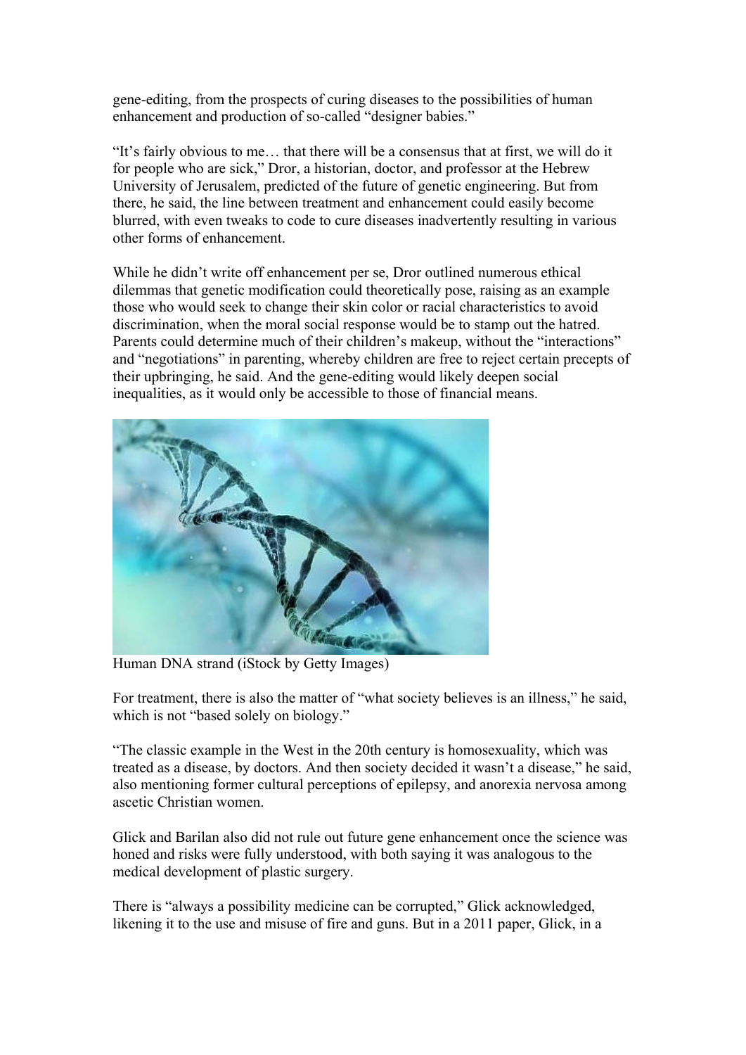gene-editing, from the prospects of curing diseases to the possibilities of human enhancement and production of so-called "designer babies."

"It's fairly obvious to me… that there will be a consensus that at first, we will do it for people who are sick," Dror, a historian, doctor, and professor at the Hebrew University of Jerusalem, predicted of the future of genetic engineering. But from there, he said, the line between treatment and enhancement could easily become blurred, with even tweaks to code to cure diseases inadvertently resulting in various other forms of enhancement.

While he didn't write off enhancement per se, Dror outlined numerous ethical dilemmas that genetic modification could theoretically pose, raising as an example those who would seek to change their skin color or racial characteristics to avoid discrimination, when the moral social response would be to stamp out the hatred. Parents could determine much of their children's makeup, without the "interactions" and "negotiations" in parenting, whereby children are free to reject certain precepts of their upbringing, he said. And the gene-editing would likely deepen social inequalities, as it would only be accessible to those of financial means.

Human DNA strand (iStock by Getty Images)

For treatment, there is also the matter of "what society believes is an illness," he said, which is not "based solely on biology."

"The classic example in the West in the 20th century is homosexuality, which was treated as a disease, by doctors. And then society decided it wasn't a disease," he said, also mentioning former cultural perceptions of epilepsy, and anorexia nervosa among ascetic Christian women.

Glick and Barilan also did not rule out future gene enhancement once the science was honed and risks were fully understood, with both saying it was analogous to the medical development of plastic surgery.

There is "always a possibility medicine can be corrupted," Glick acknowledged, likening it to the use and misuse of fire and guns. But in a 2011 paper, Glick, in a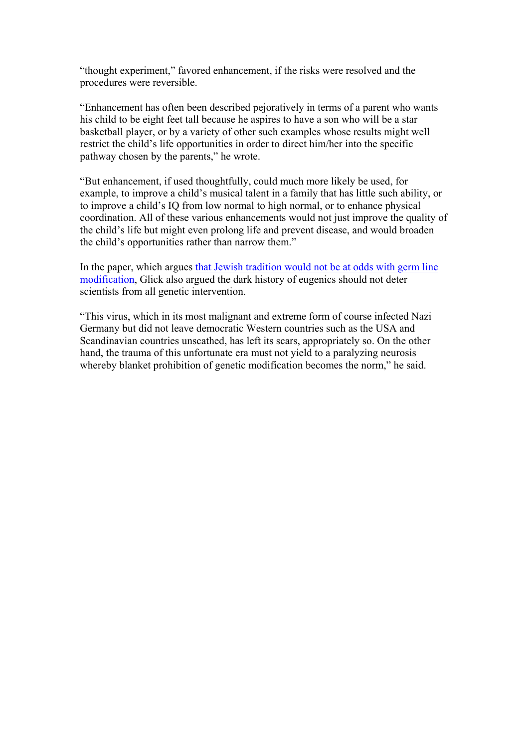"thought experiment," favored enhancement, if the risks were resolved and the procedures were reversible.

"Enhancement has often been described pejoratively in terms of a parent who wants his child to be eight feet tall because he aspires to have a son who will be a star basketball player, or by a variety of other such examples whose results might well restrict the child's life opportunities in order to direct him/her into the specific pathway chosen by the parents," he wrote.

"But enhancement, if used thoughtfully, could much more likely be used, for example, to improve a child's musical talent in a family that has little such ability, or to improve a child's IQ from low normal to high normal, or to enhance physical coordination. All of these various enhancements would not just improve the quality of the child's life but might even prolong life and prevent disease, and would broaden the child's opportunities rather than narrow them."

In the paper, which argues that Jewish tradition would not be at odds with germ line modification, Glick also argued the dark history of eugenics should not deter scientists from all genetic intervention.

"This virus, which in its most malignant and extreme form of course infected Nazi Germany but did not leave democratic Western countries such as the USA and Scandinavian countries unscathed, has left its scars, appropriately so. On the other hand, the trauma of this unfortunate era must not yield to a paralyzing neurosis whereby blanket prohibition of genetic modification becomes the norm," he said.